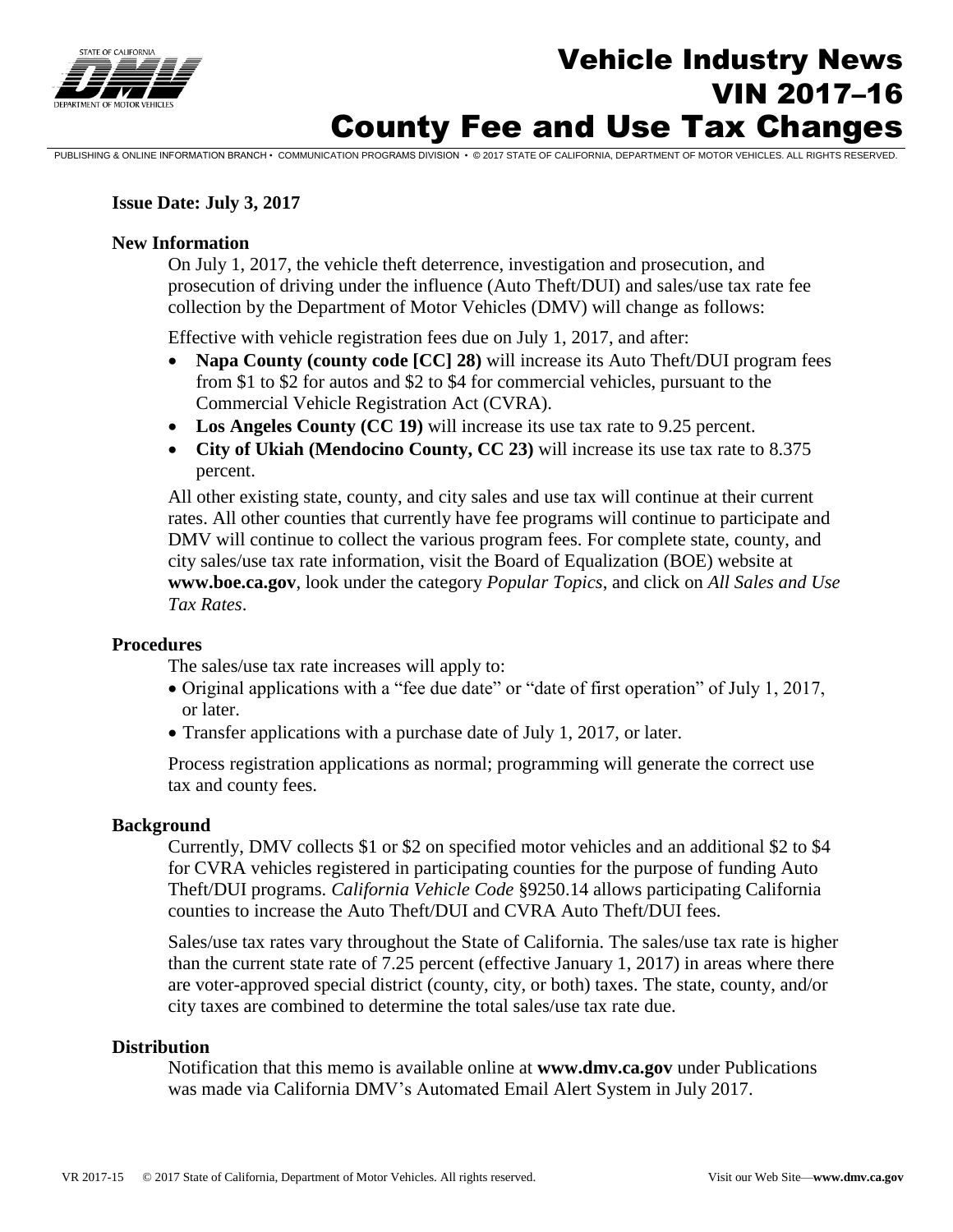# Vehicle Industry News
# VIN 2017–16
# County Fee and Use Tax Changes

PUBLISHING & ONLINE INFORMATION BRANCH • COMMUNICATION PROGRAMS DIVISION • © 2017 STATE OF CALIFORNIA, DEPARTMENT OF MOTOR VEHICLES. ALL RIGHTS RESERVED.

**Issue Date: July 3, 2017**

**New Information**

On July 1, 2017, the vehicle theft deterrence, investigation and prosecution, and prosecution of driving under the influence (Auto Theft/DUI) and sales/use tax rate fee collection by the Department of Motor Vehicles (DMV) will change as follows:

Effective with vehicle registration fees due on July 1, 2017, and after:

- **Napa County (county code [CC] 28)** will increase its Auto Theft/DUI program fees from $1 to $2 for autos and $2 to $4 for commercial vehicles, pursuant to the Commercial Vehicle Registration Act (CVRA).
- **Los Angeles County (CC 19)** will increase its use tax rate to 9.25 percent.
- **City of Ukiah (Mendocino County, CC 23)** will increase its use tax rate to 8.375 percent.

All other existing state, county, and city sales and use tax will continue at their current rates. All other counties that currently have fee programs will continue to participate and DMV will continue to collect the various program fees. For complete state, county, and city sales/use tax rate information, visit the Board of Equalization (BOE) website at **www.boe.ca.gov**, look under the category *Popular Topics*, and click on *All Sales and Use Tax Rates*.

**Procedures**

The sales/use tax rate increases will apply to:

- Original applications with a "fee due date" or "date of first operation" of July 1, 2017, or later.
- Transfer applications with a purchase date of July 1, 2017, or later.

Process registration applications as normal; programming will generate the correct use tax and county fees.

**Background**

Currently, DMV collects $1 or $2 on specified motor vehicles and an additional $2 to $4 for CVRA vehicles registered in participating counties for the purpose of funding Auto Theft/DUI programs. *California Vehicle Code* §9250.14 allows participating California counties to increase the Auto Theft/DUI and CVRA Auto Theft/DUI fees.

Sales/use tax rates vary throughout the State of California. The sales/use tax rate is higher than the current state rate of 7.25 percent (effective January 1, 2017) in areas where there are voter-approved special district (county, city, or both) taxes. The state, county, and/or city taxes are combined to determine the total sales/use tax rate due.

**Distribution**

Notification that this memo is available online at **www.dmv.ca.gov** under Publications was made via California DMV's Automated Email Alert System in July 2017.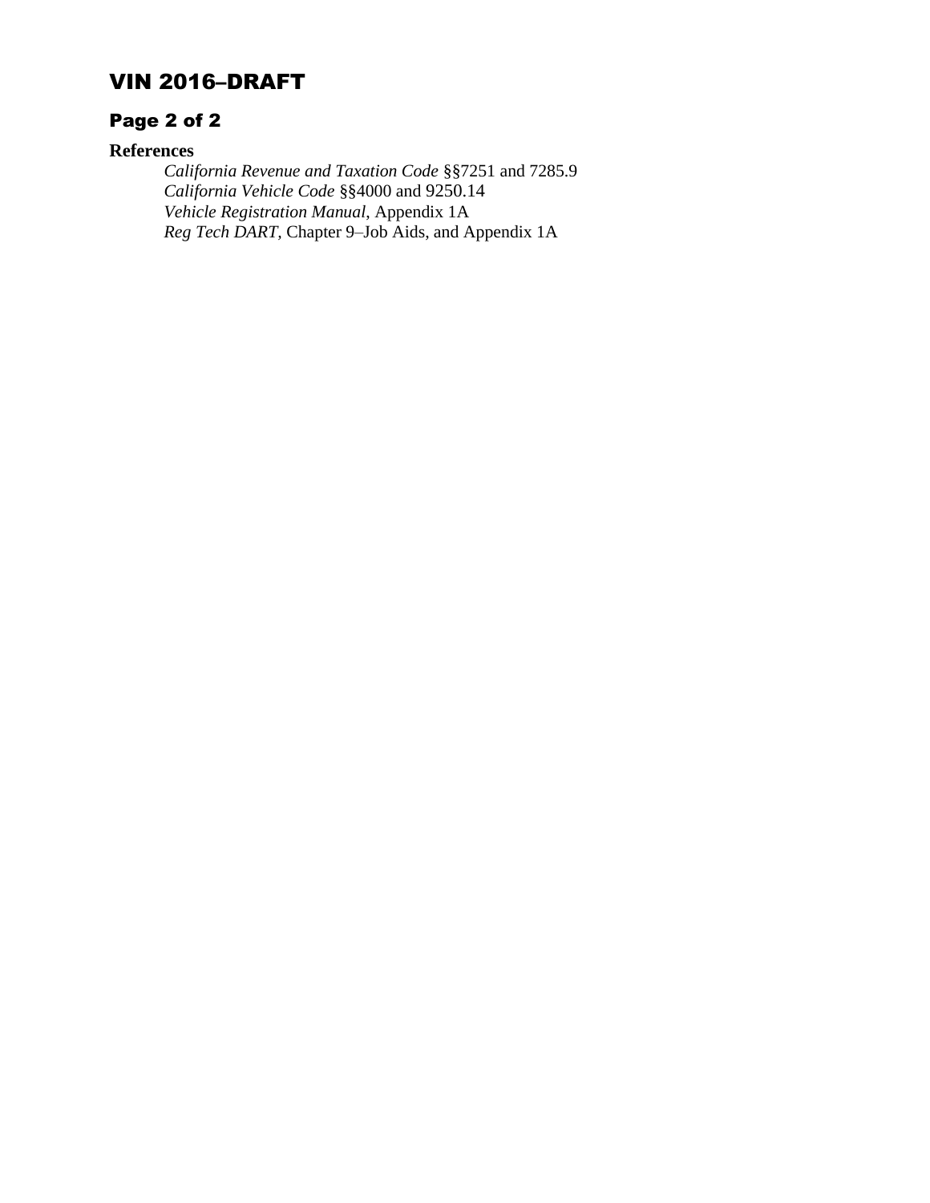**References**

*California Revenue and Taxation Code* §§7251 and 7285.9
*California Vehicle Code* §§4000 and 9250.14
*Vehicle Registration Manual*, Appendix 1A
*Reg Tech DART*, Chapter 9–Job Aids, and Appendix 1A